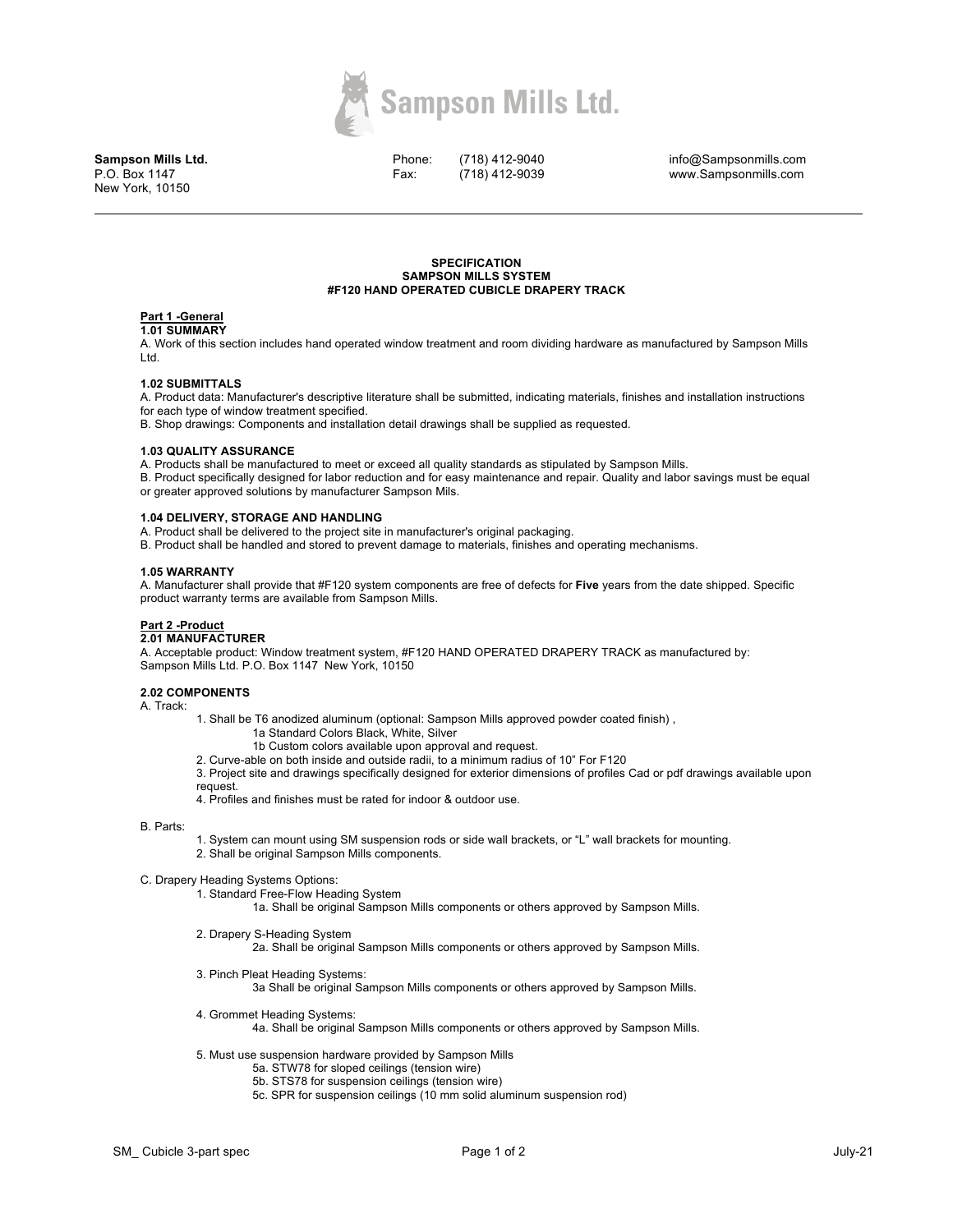**Sampson Mills Ltd.**
P.O. Box 1147
New York, 10150

Phone: (718) 412-9040
Fax: (718) 412-9039

info@Sampsonmills.com
www.Sampsonmills.com

---

**SPECIFICATION**
**SAMPSON MILLS SYSTEM**
**#F120 HAND OPERATED CUBICLE DRAPERY TRACK**

## Part 1 -General

### 1.01 SUMMARY

A. Work of this section includes hand operated window treatment and room dividing hardware as manufactured by Sampson Mills Ltd.

### 1.02 SUBMITTALS

A. Product data: Manufacturer's descriptive literature shall be submitted, indicating materials, finishes and installation instructions for each type of window treatment specified.
B. Shop drawings: Components and installation detail drawings shall be supplied as requested.

### 1.03 QUALITY ASSURANCE

A. Products shall be manufactured to meet or exceed all quality standards as stipulated by Sampson Mills.
B. Product specifically designed for labor reduction and for easy maintenance and repair. Quality and labor savings must be equal or greater approved solutions by manufacturer Sampson Mils.

### 1.04 DELIVERY, STORAGE AND HANDLING

A. Product shall be delivered to the project site in manufacturer's original packaging.
B. Product shall be handled and stored to prevent damage to materials, finishes and operating mechanisms.

### 1.05 WARRANTY

A. Manufacturer shall provide that #F120 system components are free of defects for **Five** years from the date shipped. Specific product warranty terms are available from Sampson Mills.

## Part 2 -Product

### 2.01 MANUFACTURER

A. Acceptable product: Window treatment system, #F120 HAND OPERATED DRAPERY TRACK as manufactured by:
Sampson Mills Ltd. P.O. Box 1147 New York, 10150

### 2.02 COMPONENTS

A. Track:

1. Shall be T6 anodized aluminum (optional: Sampson Mills approved powder coated finish) ,
   - 1a Standard Colors Black, White, Silver
   - 1b Custom colors available upon approval and request.
2. Curve-able on both inside and outside radii, to a minimum radius of 10" For F120
3. Project site and drawings specifically designed for exterior dimensions of profiles Cad or pdf drawings available upon request.
4. Profiles and finishes must be rated for indoor & outdoor use.

B. Parts:

1. System can mount using SM suspension rods or side wall brackets, or "L" wall brackets for mounting.
2. Shall be original Sampson Mills components.

C. Drapery Heading Systems Options:

1. Standard Free-Flow Heading System
   - 1a. Shall be original Sampson Mills components or others approved by Sampson Mills.
2. Drapery S-Heading System
   - 2a. Shall be original Sampson Mills components or others approved by Sampson Mills.
3. Pinch Pleat Heading Systems:
   - 3a Shall be original Sampson Mills components or others approved by Sampson Mills.
4. Grommet Heading Systems:
   - 4a. Shall be original Sampson Mills components or others approved by Sampson Mills.
5. Must use suspension hardware provided by Sampson Mills
   - 5a. STW78 for sloped ceilings (tension wire)
   - 5b. STS78 for suspension ceilings (tension wire)
   - 5c. SPR for suspension ceilings (10 mm solid aluminum suspension rod)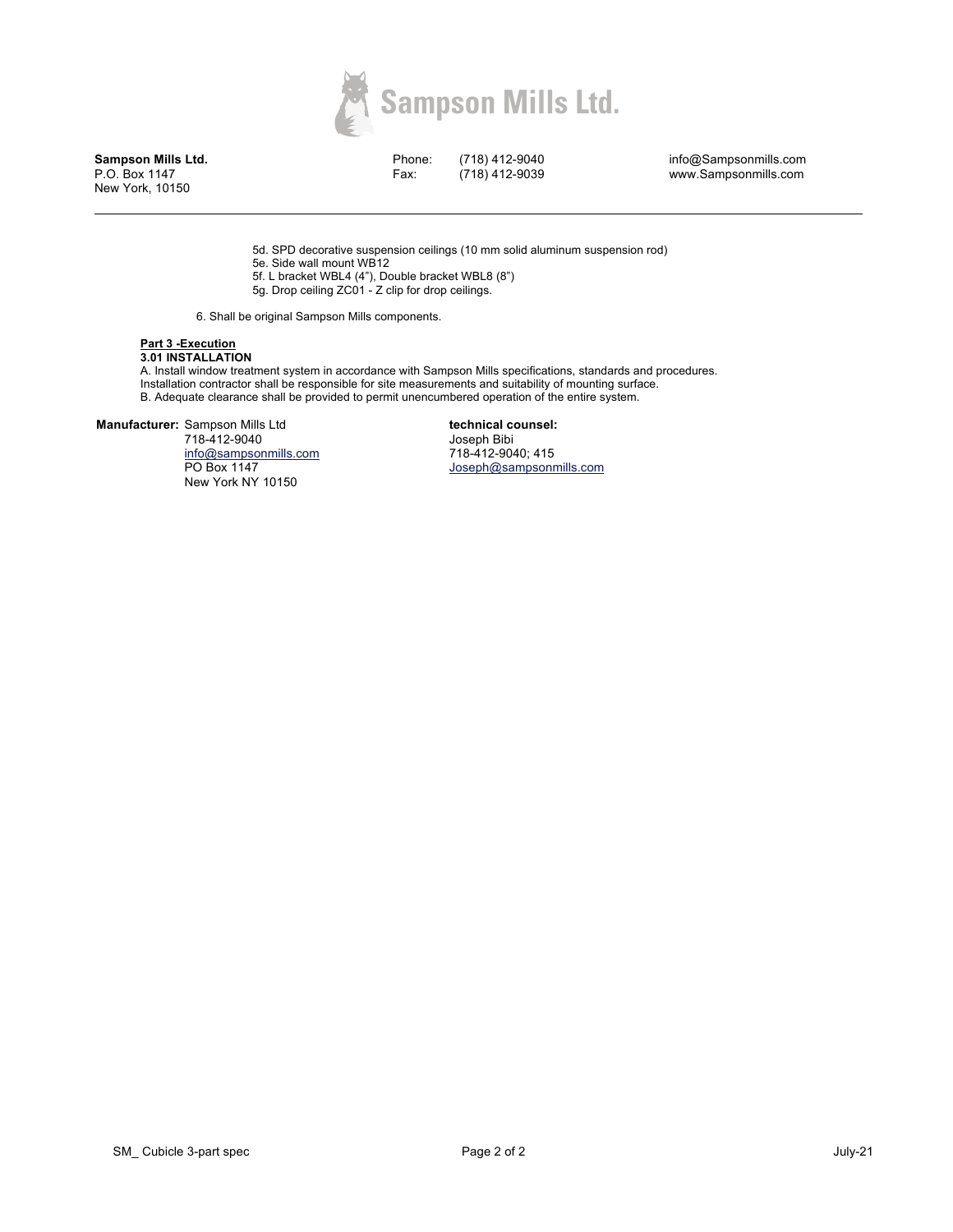5d. SPD decorative suspension ceilings (10 mm solid aluminum suspension rod)
5e. Side wall mount WB12
5f. L bracket WBL4 (4"), Double bracket WBL8 (8")
5g. Drop ceiling ZC01 - Z clip for drop ceilings.

6. Shall be original Sampson Mills components.

**Part 3 -Execution**

**3.01 INSTALLATION**

A. Install window treatment system in accordance with Sampson Mills specifications, standards and procedures. Installation contractor shall be responsible for site measurements and suitability of mounting surface.

B. Adequate clearance shall be provided to permit unencumbered operation of the entire system.

**Manufacturer:** Sampson Mills Ltd
718-412-9040
info@sampsonmills.com
PO Box 1147
New York NY 10150

**technical counsel:**
Joseph Bibi
718-412-9040; 415
Joseph@sampsonmills.com